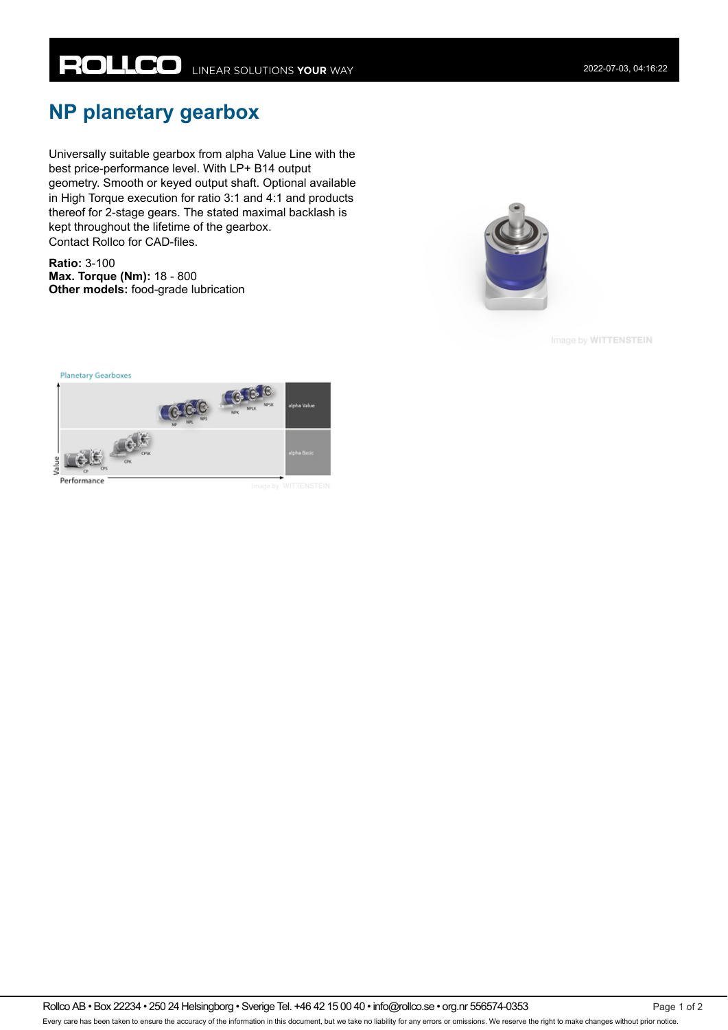# NP planetary gearbox

Universally suitable gearbox from alpha Value Line with the best price-performance level. With LP+ B14 output geometry. Smooth or keyed output shaft. Optional available in High Torque execution for ratio 3:1 and 4:1 and products thereof for 2-stage gears. The stated maximal backlash is kept throughout the lifetime of the gearbox.
Contact Rollco for CAD-files.

**Ratio:** 3-100
**Max. Torque (Nm):** 18 - 800
**Other models:** food-grade lubrication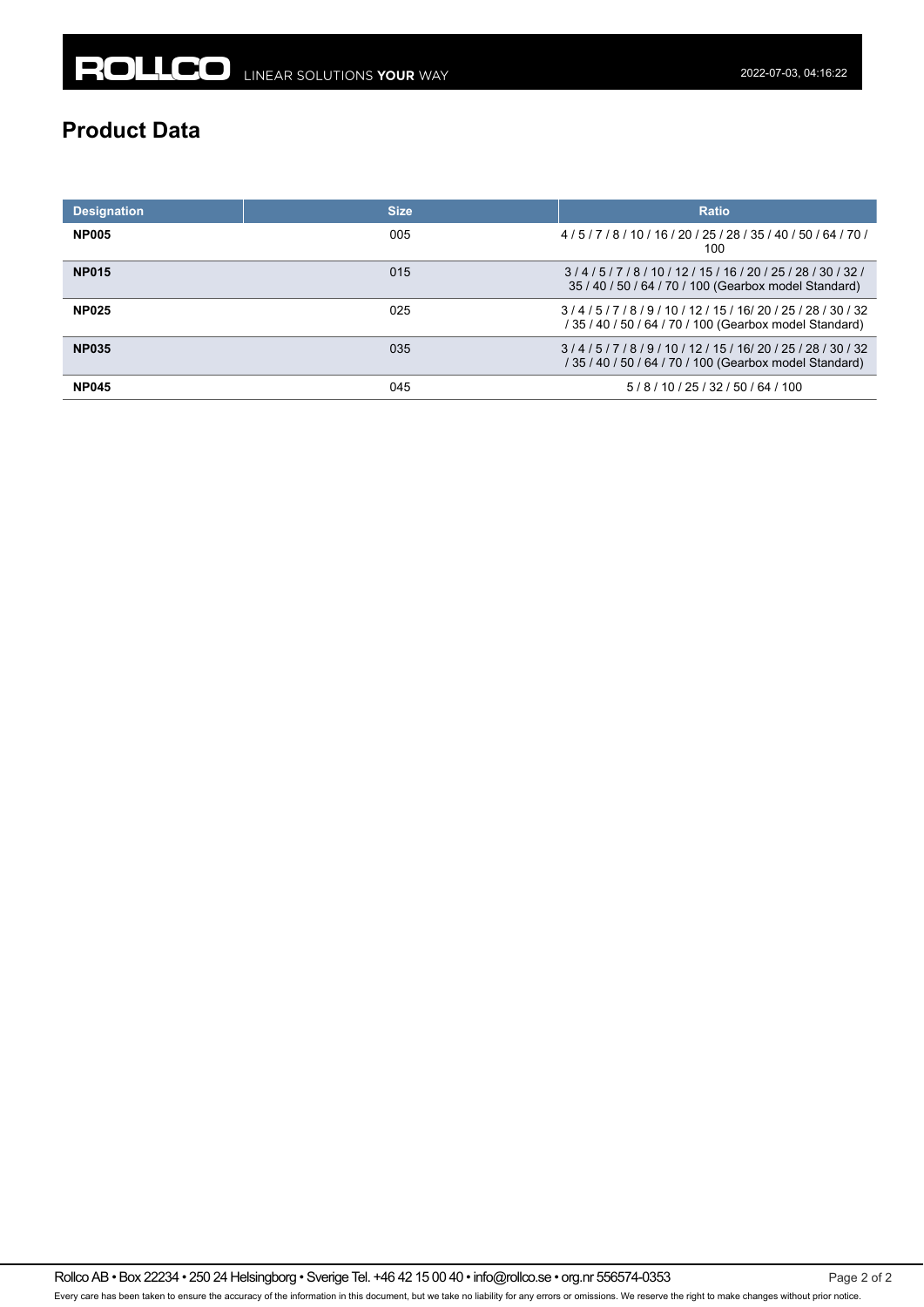## Product Data

| Designation | Size | Ratio |
|---|---|---|
| **NP005** | 005 | 4 / 5 / 7 / 8 / 10 / 16 / 20 / 25 / 28 / 35 / 40 / 50 / 64 / 70 / 100 |
| **NP015** | 015 | 3 / 4 / 5 / 7 / 8 / 10 / 12 / 15 / 16 / 20 / 25 / 28 / 30 / 32 / 35 / 40 / 50 / 64 / 70 / 100 (Gearbox model Standard) |
| **NP025** | 025 | 3 / 4 / 5 / 7 / 8 / 9 / 10 / 12 / 15 / 16/ 20 / 25 / 28 / 30 / 32 / 35 / 40 / 50 / 64 / 70 / 100 (Gearbox model Standard) |
| **NP035** | 035 | 3 / 4 / 5 / 7 / 8 / 9 / 10 / 12 / 15 / 16/ 20 / 25 / 28 / 30 / 32 / 35 / 40 / 50 / 64 / 70 / 100 (Gearbox model Standard) |
| **NP045** | 045 | 5 / 8 / 10 / 25 / 32 / 50 / 64 / 100 |